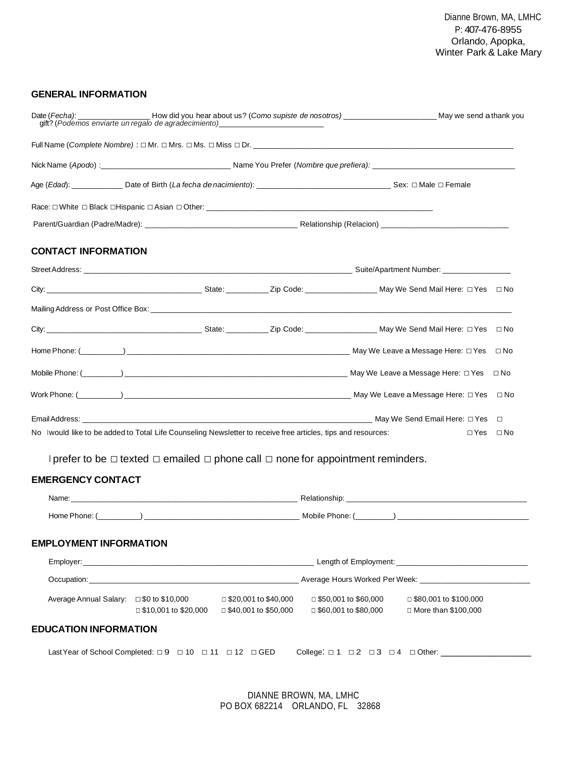Dianne Brown, MA, LMHC
P: 407-476-8955
Orlando, Apopka,
Winter Park & Lake Mary

## GENERAL INFORMATION

Date (*Fecha*): ________________ How did you hear about us? (*Como supiste de nosotros)* _____________________ May we send a thank you gift? (*Podemos enviarte un regalo de agradecimiento)*________________________

Full Name (*Complete Nombre)* : □ Mr. □ Mrs. □ Ms. □ Miss □ Dr. ____________________________________________________________

Nick Name (*Apodo*) :______________________________ Name You Prefer (*Nombre que prefiera):* _________________________________

Age (*Edad*): ____________ Date of Birth (*La fecha de nacimiento*): _______________________________ Sex: □ Male □ Female

Race: □ White □ Black □Hispanic □ Asian □ Other: ______________________________________________________

Parent/Guardian (Padre/Madre): ___________________________________ Relationship (Relacion) _____________________________

## CONTACT INFORMATION

Street Address: _______________________________________________________________ Suite/Apartment Number: ________________

City: ___________________________________ State: __________ Zip Code: ________________ May We Send Mail Here: □ Yes □ No

Mailing Address or Post Office Box: ____________________________________________________________________________________

City: ___________________________________ State: __________ Zip Code: ________________ May We Send Mail Here: □ Yes □ No

Home Phone: (__________) ______________________________________________________ May We Leave a Message Here: □ Yes □ No

Mobile Phone: (_________) ______________________________________________________ May We Leave a Message Here: □ Yes □ No

Work Phone: (__________) _______________________________________________________ May We Leave a Message Here: □ Yes □ No

Email Address: _____________________________________________________________________ May We Send Email Here: □ Yes □ No

I would like to be added to Total Life Counseling Newsletter to receive free articles, tips and resources: □ Yes □ No

I prefer to be □ texted □ emailed □ phone call □ none for appointment reminders.

## EMERGENCY CONTACT

Name: _______________________________________________________ Relationship: ___________________________________________

Home Phone: (__________) ___________________________________ Mobile Phone: (_________) ______________________________

## EMPLOYMENT INFORMATION

Employer: _______________________________________________________ Length of Employment: ______________________________

Occupation: ______________________________________________________ Average Hours Worked Per Week: _________________________

Average Annual Salary: □ $0 to $10,000 □ $10,001 to $20,000 □ $20,001 to $40,000 □ $40,001 to $50,000 □ $50,001 to $60,000 □ $60,001 to $80,000 □ $80,001 to $100,000 □ More than $100,000

## EDUCATION INFORMATION

Last Year of School Completed: □ 9 □ 10 □ 11 □ 12 □ GED College: □ 1 □ 2 □ 3 □ 4 □ Other: ___________________

DIANNE BROWN, MA, LMHC
PO BOX 682214 ORLANDO, FL 32868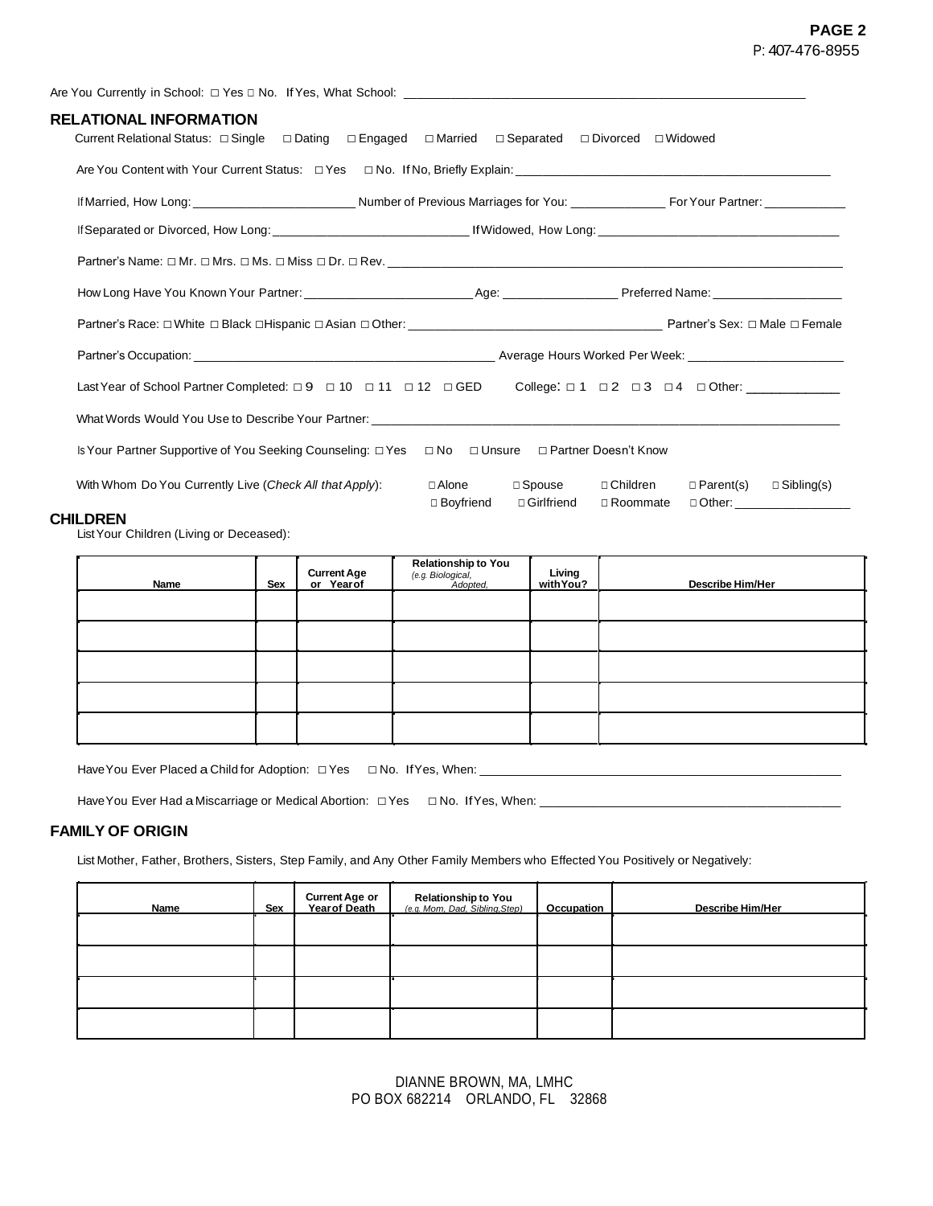Are You Currently in School: □ Yes □ No. If Yes, What School: ____________________________________________

## RELATIONAL INFORMATION

Current Relational Status: □ Single □ Dating □ Engaged □ Married □ Separated □ Divorced □ Widowed

Are You Content with Your Current Status: □ Yes □ No. If No, Briefly Explain: ____________________________________________

If Married, How Long: ______________________ Number of Previous Marriages for You: ____________ For Your Partner: ___________

If Separated or Divorced, How Long: __________________________ If Widowed, How Long: ________________________________

Partner's Name: □ Mr. □ Mrs. □ Ms. □ Miss □ Dr. □ Rev. ____________________________________________

How Long Have You Known Your Partner: _______________________ Age: _______________ Preferred Name: __________________

Partner's Race: □ White □ Black □ Hispanic □ Asian □ Other: __________________________________ Partner's Sex: □ Male □ Female

Partner's Occupation: ________________________________________ Average Hours Worked Per Week: _____________________

Last Year of School Partner Completed: □ 9 □ 10 □ 11 □ 12 □ GED College: □ 1 □ 2 □ 3 □ 4 □ Other: ____________

What Words Would You Use to Describe Your Partner: ____________________________________________

Is Your Partner Supportive of You Seeking Counseling: □ Yes □ No □ Unsure □ Partner Doesn't Know

With Whom Do You Currently Live (*Check All that Apply*): □ Alone □ Spouse □ Children □ Parent(s) □ Sibling(s) □ Boyfriend □ Girlfriend □ Roommate □ Other: ________________

## CHILDREN

List Your Children (Living or Deceased):

| Name | Sex | Current Age or Year of | Relationship to You *(e.g. Biological, Adopted,* | Living with You? | Describe Him/Her |
|---|---|---|---|---|---|
| | | | | | |
| | | | | | |
| | | | | | |
| | | | | | |
| | | | | | |

Have You Ever Placed a Child for Adoption: □ Yes □ No. If Yes, When: ____________________________________________

Have You Ever Had a Miscarriage or Medical Abortion: □ Yes □ No. If Yes, When: ________________________________________

## FAMILY OF ORIGIN

List Mother, Father, Brothers, Sisters, Step Family, and Any Other Family Members who Effected You Positively or Negatively:

| Name | Sex | Current Age or Year of Death | Relationship to You *(e.g. Mom, Dad, Sibling, Step)* | Occupation | Describe Him/Her |
|---|---|---|---|---|---|
| | | | | | |
| | | | | | |
| | | | | | |
| | | | | | |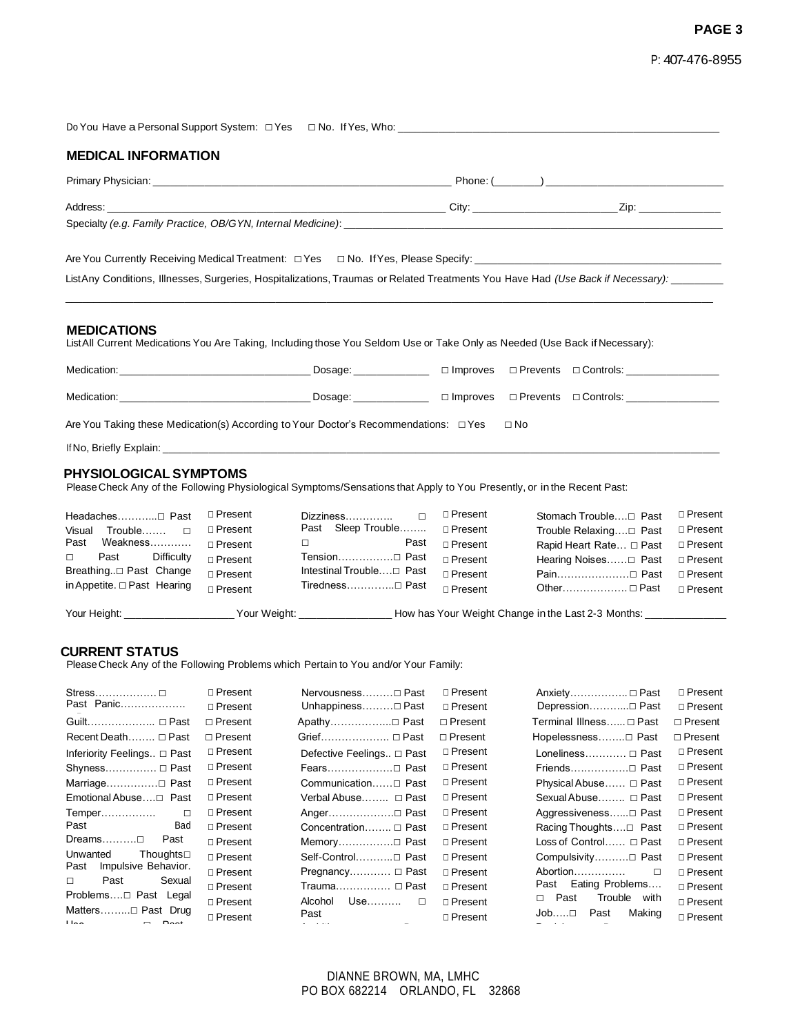Do You Have a Personal Support System: □ Yes □ No. If Yes, Who: ____________________

## MEDICAL INFORMATION

Primary Physician: ____________________ Phone: (______) ____________________

Address: ____________________ City: ____________________ Zip: ____________

Specialty *(e.g. Family Practice, OB/GYN, Internal Medicine)*: ____________________

Are You Currently Receiving Medical Treatment: □ Yes □ No. If Yes, Please Specify: ____________________

List Any Conditions, Illnesses, Surgeries, Hospitalizations, Traumas or Related Treatments You Have Had *(Use Back if Necessary)*: ____________________

____________________

## MEDICATIONS

List All Current Medications You Are Taking, Including those You Seldom Use or Take Only as Needed (Use Back if Necessary):

Medication: ____________________ Dosage: ____________ □ Improves □ Prevents □ Controls: ____________

Medication: ____________________ Dosage: ____________ □ Improves □ Prevents □ Controls: ____________

Are You Taking these Medication(s) According to Your Doctor's Recommendations: □ Yes □ No

If No, Briefly Explain: ____________________

## PHYSIOLOGICAL SYMPTOMS

Please Check Any of the Following Physiological Symptoms/Sensations that Apply to You Presently, or in the Recent Past:

| Symptom | | | Symptom | | | Symptom | | |
|---|---|---|---|---|---|---|---|---|
| Headaches | □ Past | □ Present | Dizziness | □ Past | □ Present | Stomach Trouble | □ Past | □ Present |
| Visual Trouble | □ Past | □ Present | Sleep Trouble | □ Past | □ Present | Trouble Relaxing | □ Past | □ Present |
| Weakness | □ Past | □ Present | | | | Rapid Heart Rate | □ Past | □ Present |
| Difficulty Breathing | □ Past | □ Present | Tension | □ Past | □ Present | Hearing Noises | □ Past | □ Present |
| Change in Appetite | □ Past | □ Present | Intestinal Trouble | □ Past | □ Present | Pain | □ Past | □ Present |
| Hearing | | □ Present | Tiredness | □ Past | □ Present | Other | □ Past | □ Present |

Your Height: ____________ Your Weight: ____________ How has Your Weight Change in the Last 2-3 Months: ____________

## CURRENT STATUS

Please Check Any of the Following Problems which Pertain to You and/or Your Family:

| Problem | | | Problem | | | Problem | | |
|---|---|---|---|---|---|---|---|---|
| Stress | □ Past | □ Present | Nervousness | □ Past | □ Present | Anxiety | □ Past | □ Present |
| Panic | | □ Present | Unhappiness | □ Past | □ Present | Depression | □ Past | □ Present |
| Guilt | □ Past | □ Present | Apathy | □ Past | □ Present | Terminal Illness | □ Past | □ Present |
| Recent Death | □ Past | □ Present | Grief | □ Past | □ Present | Hopelessness | □ Past | □ Present |
| Inferiority Feelings | □ Past | □ Present | Defective Feelings | □ Past | □ Present | Loneliness | □ Past | □ Present |
| Shyness | □ Past | □ Present | Fears | □ Past | □ Present | Friends | □ Past | □ Present |
| Marriage | □ Past | □ Present | Communication | □ Past | □ Present | Physical Abuse | □ Past | □ Present |
| Emotional Abuse | □ Past | □ Present | Verbal Abuse | □ Past | □ Present | Sexual Abuse | □ Past | □ Present |
| Temper | □ Past | □ Present | Anger | □ Past | □ Present | Aggressiveness | □ Past | □ Present |
| Bad Dreams | □ Past | □ Present | Concentration | □ Past | □ Present | Racing Thoughts | □ Past | □ Present |
| Unwanted Thoughts | □ Past | □ Present | Memory | □ Past | □ Present | Loss of Control | □ Past | □ Present |
| Impulsive Behavior | □ Past | □ Present | Self-Control | □ Past | □ Present | Compulsivity | □ Past | □ Present |
| Sexual Problems | □ Past | □ Present | Pregnancy | □ Past | □ Present | Abortion | □ Past | □ Present |
| Legal Matters | □ Past | □ Present | Trauma | □ Past | □ Present | Eating Problems | □ Past | □ Present |
| Drug Use | □ Past | □ Present | Alcohol Use | □ Past | □ Present | Trouble with Job | □ Past | □ Present |
| | | □ Present | | | □ Present | Making | | □ Present |

DIANNE BROWN, MA, LMHC
PO BOX 682214 ORLANDO, FL 32868
P: 407-476-8955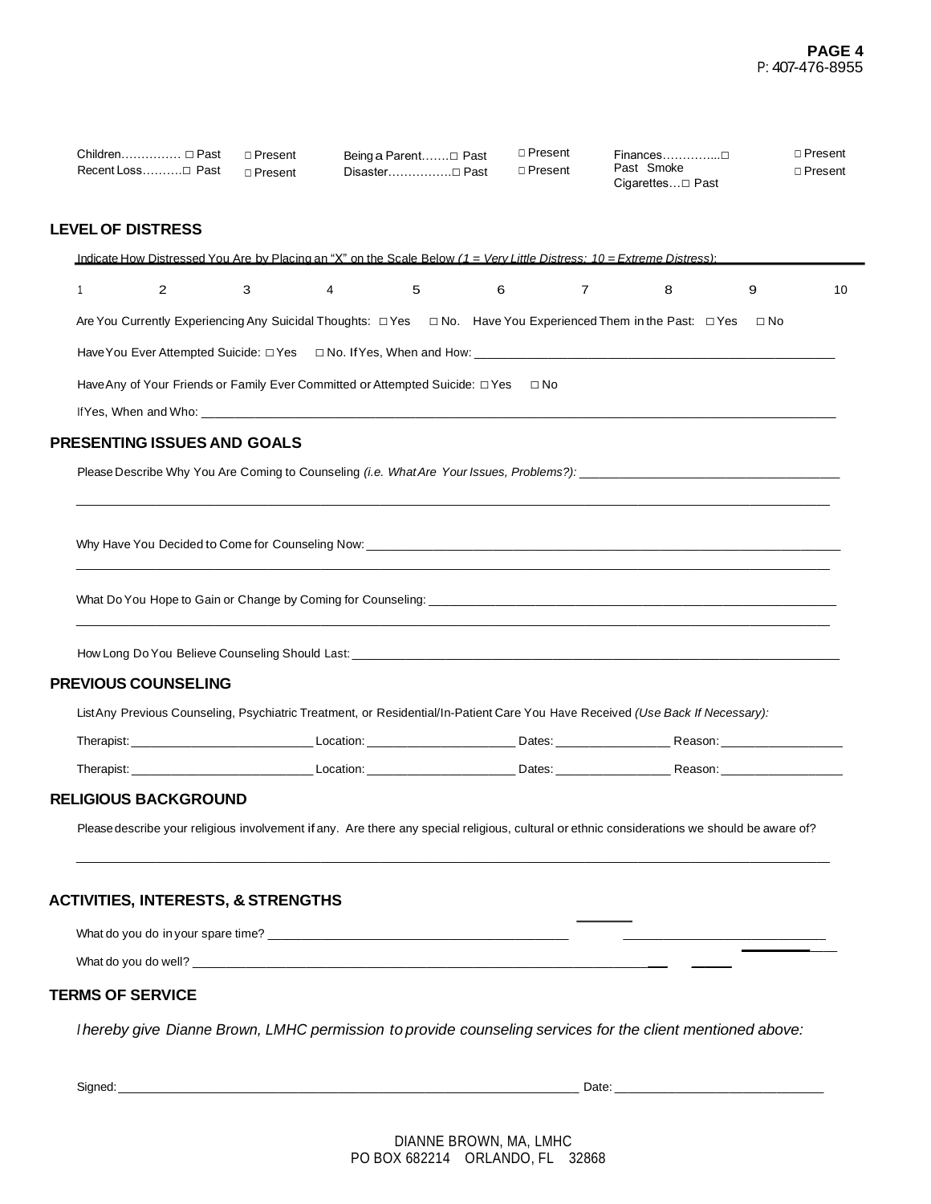| | | | | | |
|---|---|---|---|---|---|
| Children…………… □ Past | □ Present | Being a Parent…….□ Past | □ Present | Finances…………...□ Past | □ Present |
| Recent Loss……….□ Past | □ Present | Disaster…………….□ Past | □ Present | Smoke Cigarettes…□ Past | □ Present |

## LEVEL OF DISTRESS

Indicate How Distressed You Are by Placing an "X" on the Scale Below *(1 = Very Little Distress; 10 = Extreme Distress)*:

1 2 3 4 5 6 7 8 9 10

Are You Currently Experiencing Any Suicidal Thoughts: □ Yes □ No. Have You Experienced Them in the Past: □ Yes □ No

Have You Ever Attempted Suicide: □ Yes □ No. If Yes, When and How: ______________________________

Have Any of Your Friends or Family Ever Committed or Attempted Suicide: □ Yes □ No

If Yes, When and Who: ______________________________

## PRESENTING ISSUES AND GOALS

Please Describe Why You Are Coming to Counseling *(i.e. What Are Your Issues, Problems?)*: ______________________________

______________________________

Why Have You Decided to Come for Counseling Now: ______________________________

______________________________

What Do You Hope to Gain or Change by Coming for Counseling: ______________________________

______________________________

How Long Do You Believe Counseling Should Last: ______________________________

## PREVIOUS COUNSELING

List Any Previous Counseling, Psychiatric Treatment, or Residential/In-Patient Care You Have Received *(Use Back If Necessary)*:

Therapist: ______________ Location: ______________ Dates: ______________ Reason: ______________

Therapist: ______________ Location: ______________ Dates: ______________ Reason: ______________

## RELIGIOUS BACKGROUND

Please describe your religious involvement if any. Are there any special religious, cultural or ethnic considerations we should be aware of?

______________________________

## ACTIVITIES, INTERESTS, & STRENGTHS

What do you do in your spare time? ______________________________

What do you do well? ______________________________

## TERMS OF SERVICE

*I hereby give Dianne Brown, LMHC permission to provide counseling services for the client mentioned above:*

Signed: ______________________________ Date: ______________________________

DIANNE BROWN, MA, LMHC
PO BOX 682214 ORLANDO, FL 32868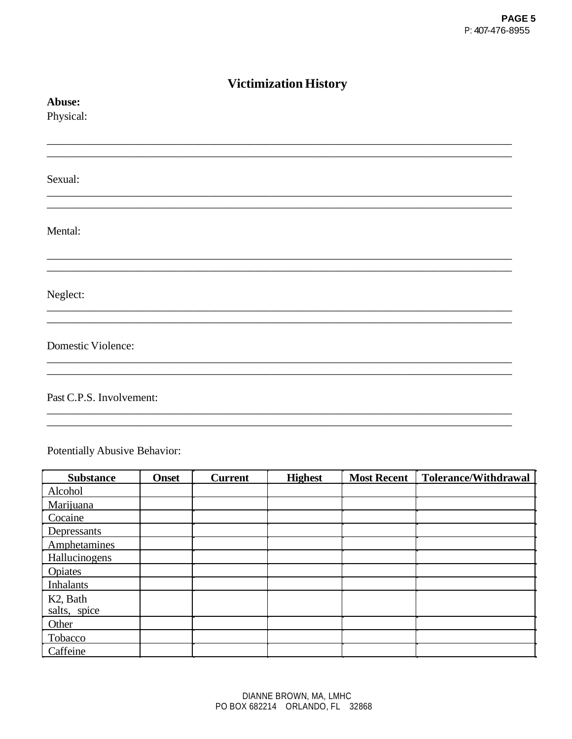# Victimization History

**Abuse:**

Physical:

\_\_\_\_\_\_\_\_\_\_\_\_\_\_\_\_\_\_\_\_\_\_\_\_\_\_\_\_\_\_\_\_\_\_\_\_\_\_\_\_\_\_\_\_\_\_\_\_\_\_\_\_\_\_\_\_\_\_\_\_\_\_\_\_\_\_\_\_\_\_\_\_

\_\_\_\_\_\_\_\_\_\_\_\_\_\_\_\_\_\_\_\_\_\_\_\_\_\_\_\_\_\_\_\_\_\_\_\_\_\_\_\_\_\_\_\_\_\_\_\_\_\_\_\_\_\_\_\_\_\_\_\_\_\_\_\_\_\_\_\_\_\_\_\_

Sexual:

\_\_\_\_\_\_\_\_\_\_\_\_\_\_\_\_\_\_\_\_\_\_\_\_\_\_\_\_\_\_\_\_\_\_\_\_\_\_\_\_\_\_\_\_\_\_\_\_\_\_\_\_\_\_\_\_\_\_\_\_\_\_\_\_\_\_\_\_\_\_\_\_

\_\_\_\_\_\_\_\_\_\_\_\_\_\_\_\_\_\_\_\_\_\_\_\_\_\_\_\_\_\_\_\_\_\_\_\_\_\_\_\_\_\_\_\_\_\_\_\_\_\_\_\_\_\_\_\_\_\_\_\_\_\_\_\_\_\_\_\_\_\_\_\_

Mental:

\_\_\_\_\_\_\_\_\_\_\_\_\_\_\_\_\_\_\_\_\_\_\_\_\_\_\_\_\_\_\_\_\_\_\_\_\_\_\_\_\_\_\_\_\_\_\_\_\_\_\_\_\_\_\_\_\_\_\_\_\_\_\_\_\_\_\_\_\_\_\_\_

\_\_\_\_\_\_\_\_\_\_\_\_\_\_\_\_\_\_\_\_\_\_\_\_\_\_\_\_\_\_\_\_\_\_\_\_\_\_\_\_\_\_\_\_\_\_\_\_\_\_\_\_\_\_\_\_\_\_\_\_\_\_\_\_\_\_\_\_\_\_\_\_

Neglect:

\_\_\_\_\_\_\_\_\_\_\_\_\_\_\_\_\_\_\_\_\_\_\_\_\_\_\_\_\_\_\_\_\_\_\_\_\_\_\_\_\_\_\_\_\_\_\_\_\_\_\_\_\_\_\_\_\_\_\_\_\_\_\_\_\_\_\_\_\_\_\_\_

\_\_\_\_\_\_\_\_\_\_\_\_\_\_\_\_\_\_\_\_\_\_\_\_\_\_\_\_\_\_\_\_\_\_\_\_\_\_\_\_\_\_\_\_\_\_\_\_\_\_\_\_\_\_\_\_\_\_\_\_\_\_\_\_\_\_\_\_\_\_\_\_

Domestic Violence:

\_\_\_\_\_\_\_\_\_\_\_\_\_\_\_\_\_\_\_\_\_\_\_\_\_\_\_\_\_\_\_\_\_\_\_\_\_\_\_\_\_\_\_\_\_\_\_\_\_\_\_\_\_\_\_\_\_\_\_\_\_\_\_\_\_\_\_\_\_\_\_\_

\_\_\_\_\_\_\_\_\_\_\_\_\_\_\_\_\_\_\_\_\_\_\_\_\_\_\_\_\_\_\_\_\_\_\_\_\_\_\_\_\_\_\_\_\_\_\_\_\_\_\_\_\_\_\_\_\_\_\_\_\_\_\_\_\_\_\_\_\_\_\_\_

Past C.P.S. Involvement:

\_\_\_\_\_\_\_\_\_\_\_\_\_\_\_\_\_\_\_\_\_\_\_\_\_\_\_\_\_\_\_\_\_\_\_\_\_\_\_\_\_\_\_\_\_\_\_\_\_\_\_\_\_\_\_\_\_\_\_\_\_\_\_\_\_\_\_\_\_\_\_\_

\_\_\_\_\_\_\_\_\_\_\_\_\_\_\_\_\_\_\_\_\_\_\_\_\_\_\_\_\_\_\_\_\_\_\_\_\_\_\_\_\_\_\_\_\_\_\_\_\_\_\_\_\_\_\_\_\_\_\_\_\_\_\_\_\_\_\_\_\_\_\_\_

Potentially Abusive Behavior:

| Substance | Onset | Current | Highest | Most Recent | Tolerance/Withdrawal |
|---|---|---|---|---|---|
| Alcohol | | | | | |
| Marijuana | | | | | |
| Cocaine | | | | | |
| Depressants | | | | | |
| Amphetamines | | | | | |
| Hallucinogens | | | | | |
| Opiates | | | | | |
| Inhalants | | | | | |
| K2, Bath salts, spice | | | | | |
| Other | | | | | |
| Tobacco | | | | | |
| Caffeine | | | | | |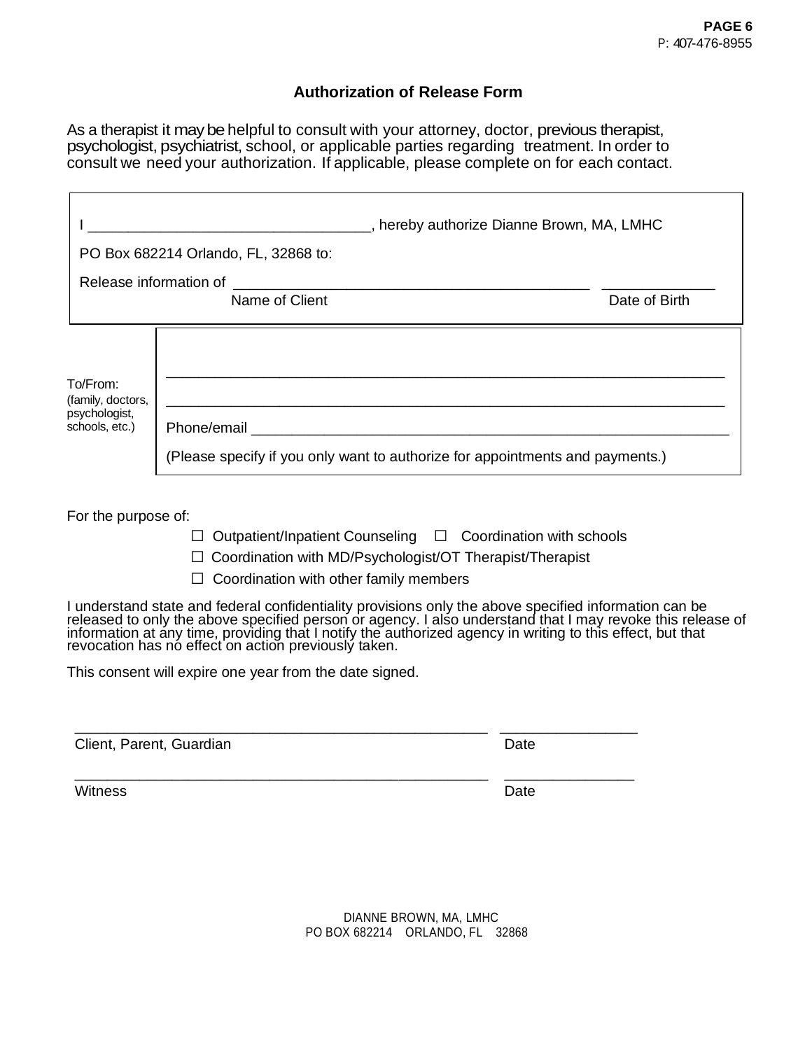## Authorization of Release Form

As a therapist it may be helpful to consult with your attorney, doctor, previous therapist, psychologist, psychiatrist, school, or applicable parties regarding treatment. In order to consult we need your authorization. If applicable, please complete on for each contact.

I ________________________________, hereby authorize Dianne Brown, MA, LMHC

PO Box 682214 Orlando, FL, 32868 to:

Release information of ________________________________________ _____________

Name of Client Date of Birth

| To/From: (family, doctors, psychologist, schools, etc.) | ______________________________________________________________ |
|---|---|
| | ______________________________________________________________ |
| | Phone/email _______________________________________________________ |
| | (Please specify if you only want to authorize for appointments and payments.) |

For the purpose of:

☐ Outpatient/Inpatient Counseling ☐ Coordination with schools

☐ Coordination with MD/Psychologist/OT Therapist/Therapist

☐ Coordination with other family members

I understand state and federal confidentiality provisions only the above specified information can be released to only the above specified person or agency. I also understand that I may revoke this release of information at any time, providing that I notify the authorized agency in writing to this effect, but that revocation has no effect on action previously taken.

This consent will expire one year from the date signed.

_______________________________________________ _______________

Client, Parent, Guardian Date

_______________________________________________ _______________

Witness Date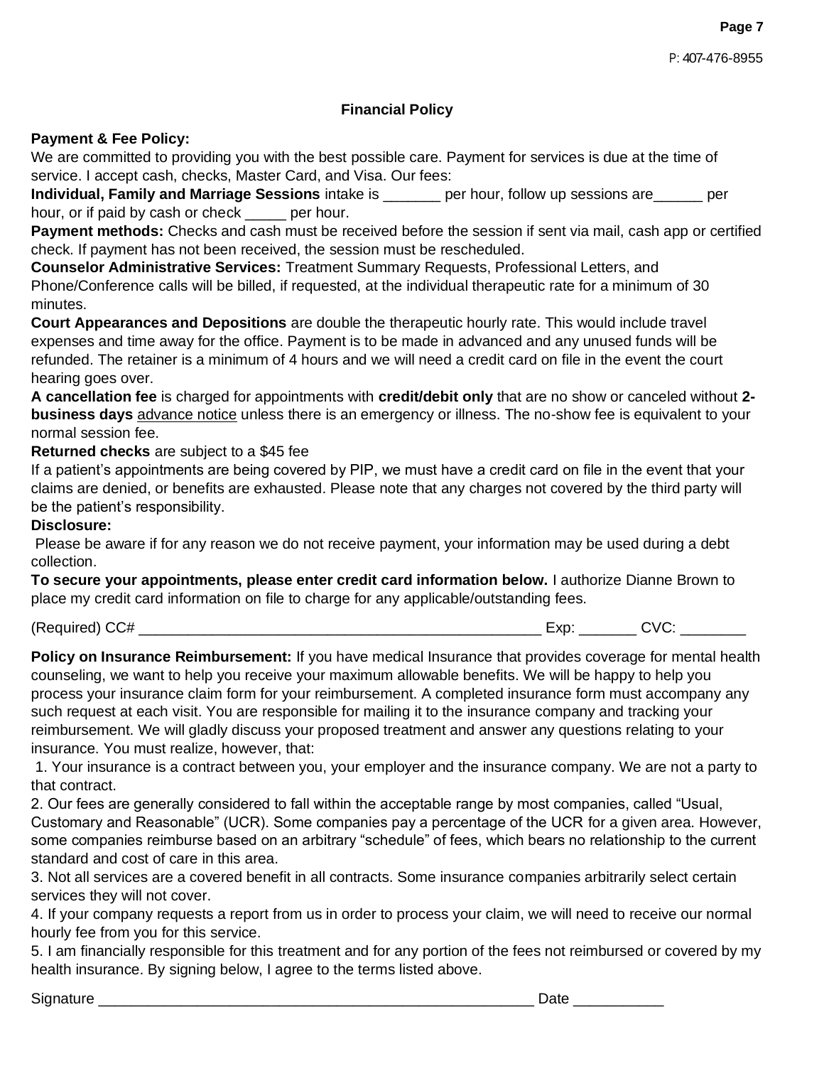## Financial Policy

**Payment & Fee Policy:**
We are committed to providing you with the best possible care. Payment for services is due at the time of service. I accept cash, checks, Master Card, and Visa. Our fees:
**Individual, Family and Marriage Sessions** intake is _______ per hour, follow up sessions are______ per hour, or if paid by cash or check _____ per hour.
**Payment methods:** Checks and cash must be received before the session if sent via mail, cash app or certified check. If payment has not been received, the session must be rescheduled.
**Counselor Administrative Services:** Treatment Summary Requests, Professional Letters, and Phone/Conference calls will be billed, if requested, at the individual therapeutic rate for a minimum of 30 minutes.
**Court Appearances and Depositions** are double the therapeutic hourly rate. This would include travel expenses and time away for the office. Payment is to be made in advanced and any unused funds will be refunded. The retainer is a minimum of 4 hours and we will need a credit card on file in the event the court hearing goes over.
**A cancellation fee** is charged for appointments with **credit/debit only** that are no show or canceled without **2-business days** advance notice unless there is an emergency or illness. The no-show fee is equivalent to your normal session fee.
**Returned checks** are subject to a $45 fee
If a patient's appointments are being covered by PIP, we must have a credit card on file in the event that your claims are denied, or benefits are exhausted. Please note that any charges not covered by the third party will be the patient's responsibility.
**Disclosure:**
Please be aware if for any reason we do not receive payment, your information may be used during a debt collection.
**To secure your appointments, please enter credit card information below.** I authorize Dianne Brown to place my credit card information on file to charge for any applicable/outstanding fees.

(Required) CC# ___________________________________________________ Exp: _______ CVC: ________

**Policy on Insurance Reimbursement:** If you have medical Insurance that provides coverage for mental health counseling, we want to help you receive your maximum allowable benefits. We will be happy to help you process your insurance claim form for your reimbursement. A completed insurance form must accompany any such request at each visit. You are responsible for mailing it to the insurance company and tracking your reimbursement. We will gladly discuss your proposed treatment and answer any questions relating to your insurance. You must realize, however, that:

1. Your insurance is a contract between you, your employer and the insurance company. We are not a party to that contract.
2. Our fees are generally considered to fall within the acceptable range by most companies, called "Usual, Customary and Reasonable" (UCR). Some companies pay a percentage of the UCR for a given area. However, some companies reimburse based on an arbitrary "schedule" of fees, which bears no relationship to the current standard and cost of care in this area.
3. Not all services are a covered benefit in all contracts. Some insurance companies arbitrarily select certain services they will not cover.
4. If your company requests a report from us in order to process your claim, we will need to receive our normal hourly fee from you for this service.
5. I am financially responsible for this treatment and for any portion of the fees not reimbursed or covered by my health insurance. By signing below, I agree to the terms listed above.

Signature _______________________________________________________ Date ___________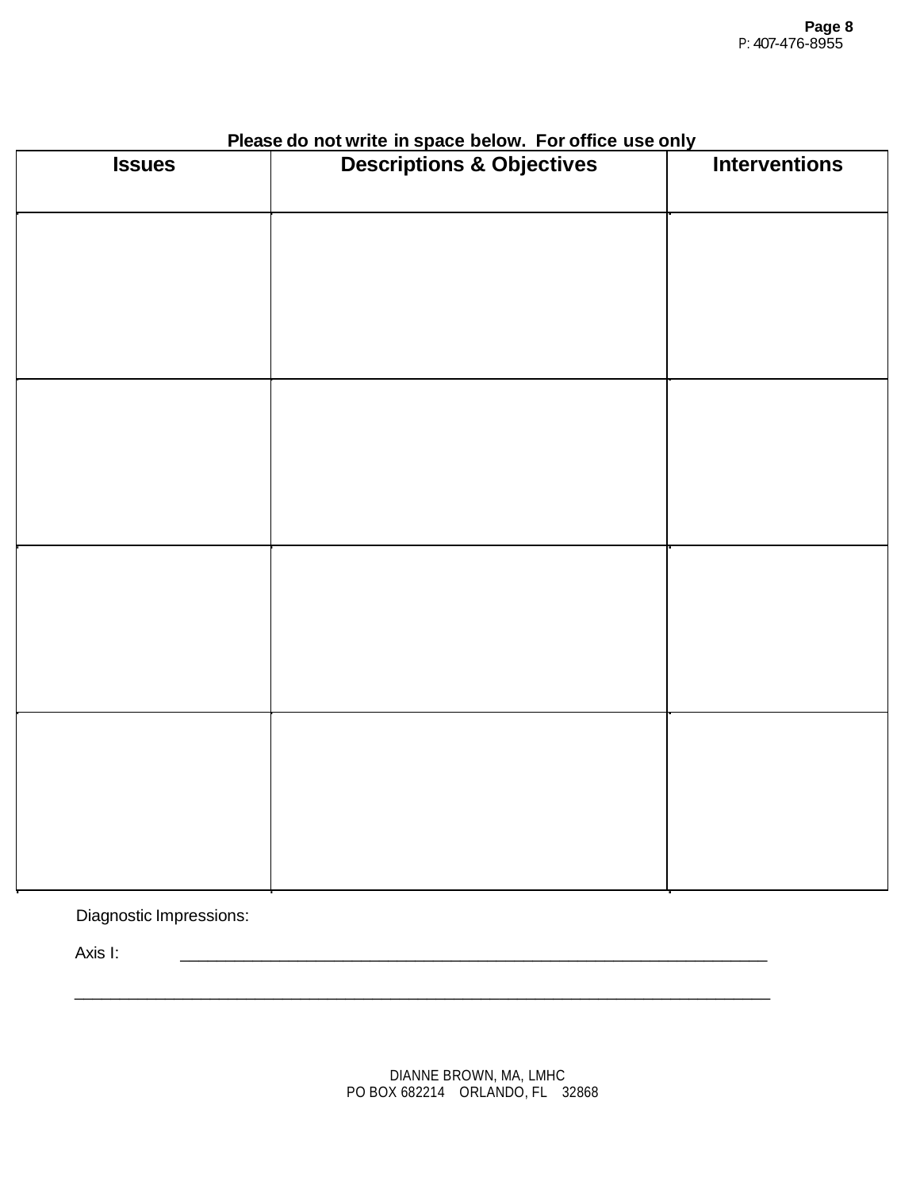**Please do not write in space below. For office use only**

| Issues | Descriptions & Objectives | Interventions |
|---|---|---|
| | | |
| | | |
| | | |
| | | |

Diagnostic Impressions:

Axis I: ____________________________________________________________

______________________________________________________________________

DIANNE BROWN, MA, LMHC
PO BOX 682214 ORLANDO, FL 32868

P: 407-476-8955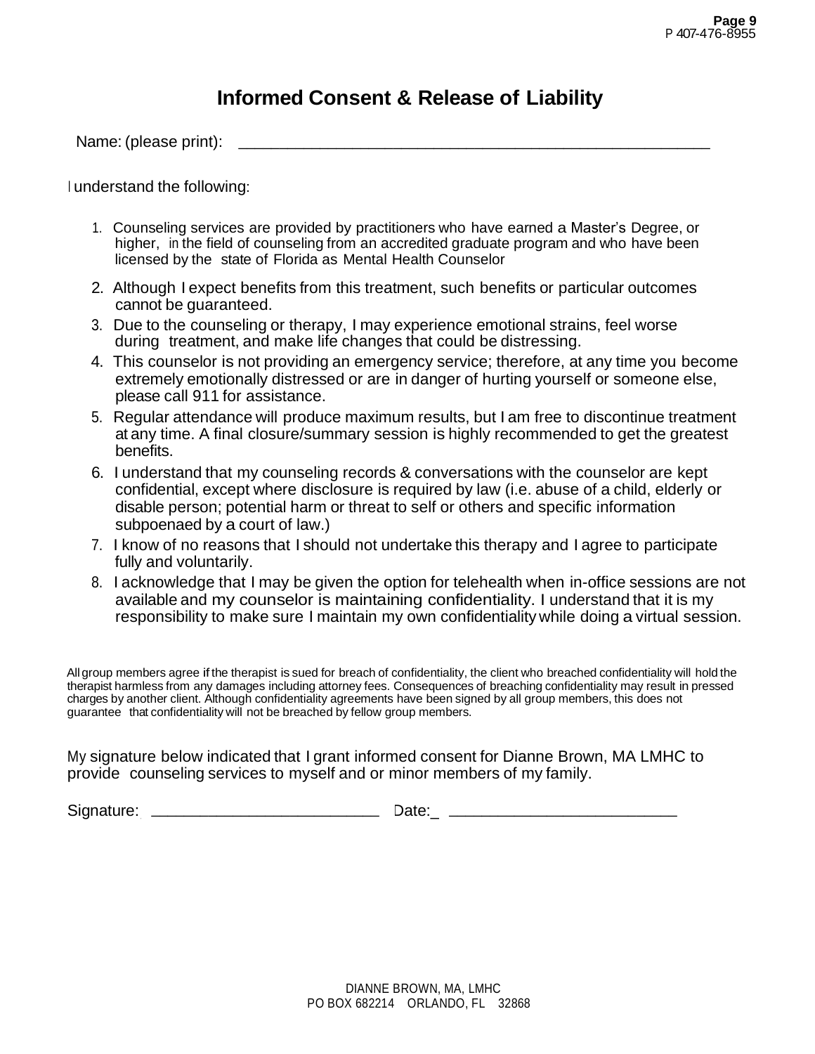# Informed Consent & Release of Liability

Name: (please print): \_\_\_\_\_\_\_\_\_\_\_\_\_\_\_\_\_\_\_\_\_\_\_\_\_\_\_\_\_\_\_\_\_\_\_\_\_\_\_\_\_\_\_\_\_\_\_\_\_\_\_\_\_\_

I understand the following:

1. Counseling services are provided by practitioners who have earned a Master's Degree, or higher, in the field of counseling from an accredited graduate program and who have been licensed by the state of Florida as Mental Health Counselor
2. Although I expect benefits from this treatment, such benefits or particular outcomes cannot be guaranteed.
3. Due to the counseling or therapy, I may experience emotional strains, feel worse during treatment, and make life changes that could be distressing.
4. This counselor is not providing an emergency service; therefore, at any time you become extremely emotionally distressed or are in danger of hurting yourself or someone else, please call 911 for assistance.
5. Regular attendance will produce maximum results, but I am free to discontinue treatment at any time. A final closure/summary session is highly recommended to get the greatest benefits.
6. I understand that my counseling records & conversations with the counselor are kept confidential, except where disclosure is required by law (i.e. abuse of a child, elderly or disable person; potential harm or threat to self or others and specific information subpoenaed by a court of law.)
7. I know of no reasons that I should not undertake this therapy and I agree to participate fully and voluntarily.
8. I acknowledge that I may be given the option for telehealth when in-office sessions are not available and my counselor is maintaining confidentiality. I understand that it is my responsibility to make sure I maintain my own confidentiality while doing a virtual session.

All group members agree if the therapist is sued for breach of confidentiality, the client who breached confidentiality will hold the therapist harmless from any damages including attorney fees. Consequences of breaching confidentiality may result in pressed charges by another client. Although confidentiality agreements have been signed by all group members, this does not guarantee that confidentiality will not be breached by fellow group members.

My signature below indicated that I grant informed consent for Dianne Brown, MA LMHC to provide counseling services to myself and or minor members of my family.

Signature: \_\_\_\_\_\_\_\_\_\_\_\_\_\_\_\_\_\_\_\_\_\_\_\_\_\_ Date: \_\_\_\_\_\_\_\_\_\_\_\_\_\_\_\_\_\_\_\_\_\_\_\_\_\_

DIANNE BROWN, MA, LMHC
PO BOX 682214 ORLANDO, FL 32868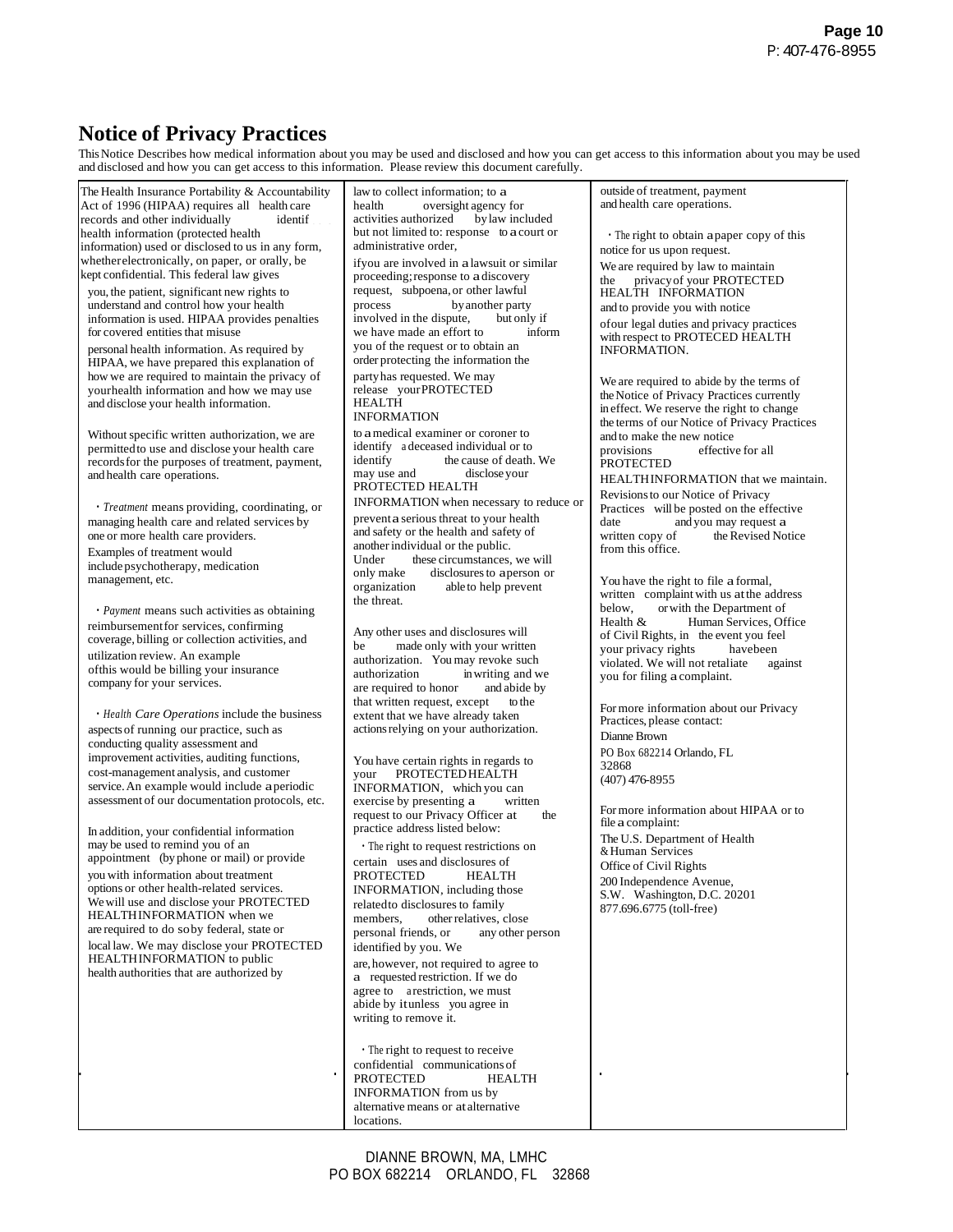# Notice of Privacy Practices

This Notice Describes how medical information about you may be used and disclosed and how you can get access to this information about you may be used and disclosed and how you can get access to this information. Please review this document carefully.

The Health Insurance Portability & Accountability Act of 1996 (HIPAA) requires all health care records and other individually identif health information (protected health information) used or disclosed to us in any form, whether electronically, on paper, or orally, be kept confidential. This federal law gives you, the patient, significant new rights to understand and control how your health information is used. HIPAA provides penalties for covered entities that misuse personal health information. As required by HIPAA, we have prepared this explanation of how we are required to maintain the privacy of your health information and how we may use and disclose your health information.

Without specific written authorization, we are permitted to use and disclose your health care records for the purposes of treatment, payment, and health care operations.

- *Treatment* means providing, coordinating, or managing health care and related services by one or more health care providers. Examples of treatment would include psychotherapy, medication management, etc.

- *Payment* means such activities as obtaining reimbursement for services, confirming coverage, billing or collection activities, and utilization review. An example of this would be billing your insurance company for your services.

- *Health Care Operations* include the business aspects of running our practice, such as conducting quality assessment and improvement activities, auditing functions, cost-management analysis, and customer service. An example would include a periodic assessment of our documentation protocols, etc.

In addition, your confidential information may be used to remind you of an appointment (by phone or mail) or provide you with information about treatment options or other health-related services. We will use and disclose your PROTECTED HEALTH INFORMATION when we are required to do so by federal, state or local law. We may disclose your PROTECTED HEALTH INFORMATION to public health authorities that are authorized by law to collect information; to a health oversight agency for activities authorized by law included but not limited to: response to a court or administrative order, if you are involved in a lawsuit or similar proceeding; response to a discovery request, subpoena, or other lawful process by another party involved in the dispute, but only if we have made an effort to inform you of the request or to obtain an order protecting the information the party has requested. We may release your PROTECTED HEALTH INFORMATION to a medical examiner or coroner to identify a deceased individual or to identify the cause of death. We may use and disclose your PROTECTED HEALTH INFORMATION when necessary to reduce or prevent a serious threat to your health and safety or the health and safety of another individual or the public. Under these circumstances, we will only make disclosures to a person or organization able to help prevent the threat.

Any other uses and disclosures will be made only with your written authorization. You may revoke such authorization in writing and we are required to honor and abide by that written request, except to the extent that we have already taken actions relying on your authorization.

You have certain rights in regards to your PROTECTED HEALTH INFORMATION, which you can exercise by presenting a written request to our Privacy Officer at the practice address listed below:

- The right to request restrictions on certain uses and disclosures of PROTECTED HEALTH INFORMATION, including those related to disclosures to family members, other relatives, close personal friends, or any other person identified by you. We are, however, not required to agree to a requested restriction. If we do agree to a restriction, we must abide by it unless you agree in writing to remove it.

- The right to request to receive confidential communications of PROTECTED HEALTH INFORMATION from us by alternative means or at alternative locations. outside of treatment, payment and health care operations.

- The right to obtain a paper copy of this notice for us upon request.

We are required by law to maintain the privacy of your PROTECTED HEALTH INFORMATION and to provide you with notice of our legal duties and privacy practices with respect to PROTECED HEALTH INFORMATION.

We are required to abide by the terms of the Notice of Privacy Practices currently in effect. We reserve the right to change the terms of our Notice of Privacy Practices and to make the new notice provisions effective for all PROTECTED HEALTH INFORMATION that we maintain. Revisions to our Notice of Privacy Practices will be posted on the effective date and you may request a written copy of the Revised Notice from this office.

You have the right to file a formal, written complaint with us at the address below, or with the Department of Health & Human Services, Office of Civil Rights, in the event you feel your privacy rights have been violated. We will not retaliate against you for filing a complaint.

For more information about our Privacy Practices, please contact:

Dianne Brown
PO Box 682214 Orlando, FL 32868
(407) 476-8955

For more information about HIPAA or to file a complaint:

The U.S. Department of Health & Human Services
Office of Civil Rights
200 Independence Avenue, S.W. Washington, D.C. 20201
877.696.6775 (toll-free)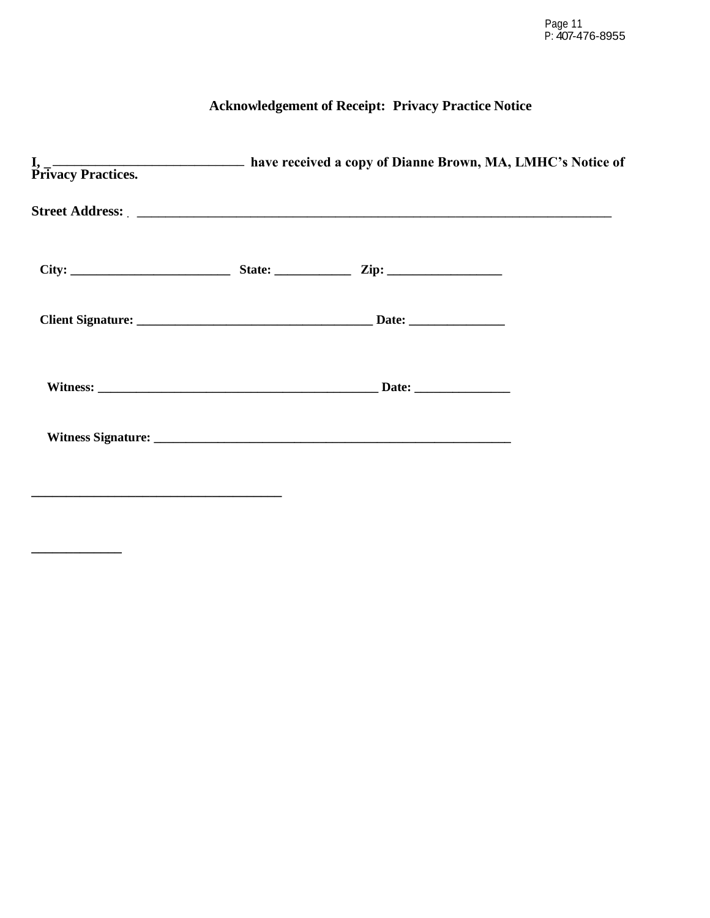## Acknowledgement of Receipt: Privacy Practice Notice

**I, \_\_\_\_\_\_\_\_\_\_\_\_\_\_\_\_\_\_\_\_\_\_\_\_\_\_\_\_\_\_ have received a copy of Dianne Brown, MA, LMHC's Notice of Privacy Practices.**

**Street Address: \_\_\_\_\_\_\_\_\_\_\_\_\_\_\_\_\_\_\_\_\_\_\_\_\_\_\_\_\_\_\_\_\_\_\_\_\_\_\_\_\_\_\_\_\_\_\_\_\_\_\_\_\_\_\_\_\_\_\_\_\_\_\_\_\_\_\_\_\_\_\_\_**

**City: \_\_\_\_\_\_\_\_\_\_\_\_\_\_\_\_\_\_\_\_\_\_\_\_\_\_ State: \_\_\_\_\_\_\_\_\_\_\_\_ Zip: \_\_\_\_\_\_\_\_\_\_\_\_\_\_\_\_\_\_**

**Client Signature: \_\_\_\_\_\_\_\_\_\_\_\_\_\_\_\_\_\_\_\_\_\_\_\_\_\_\_\_\_\_\_\_\_\_\_\_\_\_ Date: \_\_\_\_\_\_\_\_\_\_\_\_\_\_\_**

**Witness: \_\_\_\_\_\_\_\_\_\_\_\_\_\_\_\_\_\_\_\_\_\_\_\_\_\_\_\_\_\_\_\_\_\_\_\_\_\_\_\_\_\_\_\_\_ Date: \_\_\_\_\_\_\_\_\_\_\_\_\_\_\_**

**Witness Signature: \_\_\_\_\_\_\_\_\_\_\_\_\_\_\_\_\_\_\_\_\_\_\_\_\_\_\_\_\_\_\_\_\_\_\_\_\_\_\_\_\_\_\_\_\_\_\_\_\_\_\_\_\_\_\_\_\_\_**

\_\_\_\_\_\_\_\_\_\_\_\_\_\_\_\_\_\_\_\_\_\_\_\_\_\_\_\_\_\_\_\_\_\_\_\_\_\_\_\_

\_\_\_\_\_\_\_\_\_\_\_\_\_\_